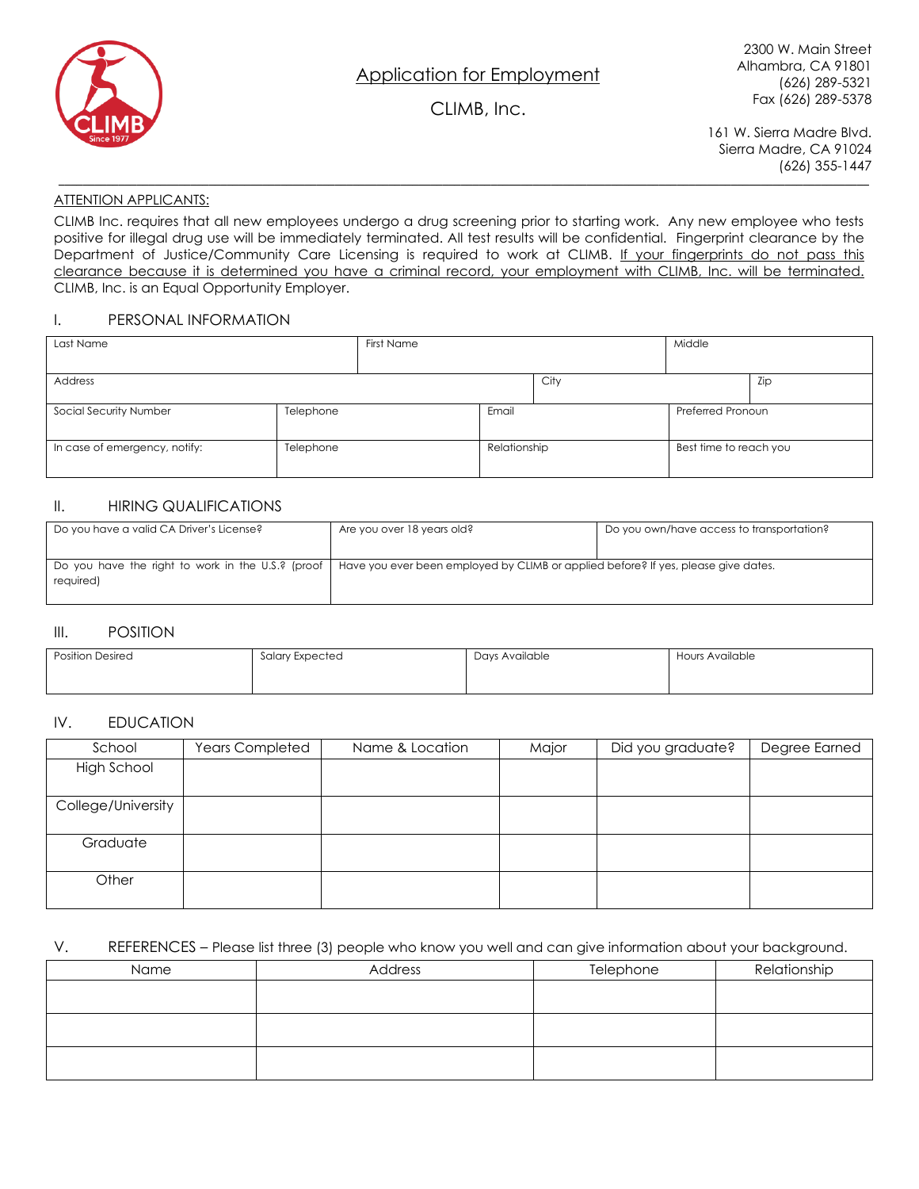# Application for Employment

## CLIMB, Inc.

2300 W. Main Street
Alhambra, CA 91801
(626) 289-5321
Fax (626) 289-5378

161 W. Sierra Madre Blvd.
Sierra Madre, CA 91024
(626) 355-1447

---

ATTENTION APPLICANTS:

CLIMB Inc. requires that all new employees undergo a drug screening prior to starting work. Any new employee who tests positive for illegal drug use will be immediately terminated. All test results will be confidential. Fingerprint clearance by the Department of Justice/Community Care Licensing is required to work at CLIMB. If your fingerprints do not pass this clearance because it is determined you have a criminal record, your employment with CLIMB, Inc. will be terminated. CLIMB, Inc. is an Equal Opportunity Employer.

### I. PERSONAL INFORMATION

| Last Name | First Name | Middle |
|---|---|---|
| | | |

| Address | City | Zip |
|---|---|---|
| | | |

| Social Security Number | Telephone | Email | Preferred Pronoun |
|---|---|---|---|
| | | | |

| In case of emergency, notify: | Telephone | Relationship | Best time to reach you |
|---|---|---|---|
| | | | |

### II. HIRING QUALIFICATIONS

| Do you have a valid CA Driver's License? | Are you over 18 years old? | Do you own/have access to transportation? |
|---|---|---|
| | | |

| Do you have the right to work in the U.S.? (proof required) | Have you ever been employed by CLIMB or applied before? If yes, please give dates. |
|---|---|
| | |

### III. POSITION

| Position Desired | Salary Expected | Days Available | Hours Available |
|---|---|---|---|
| | | | |

### IV. EDUCATION

| School | Years Completed | Name & Location | Major | Did you graduate? | Degree Earned |
|---|---|---|---|---|---|
| High School | | | | | |
| College/University | | | | | |
| Graduate | | | | | |
| Other | | | | | |

### V. REFERENCES – Please list three (3) people who know you well and can give information about your background.

| Name | Address | Telephone | Relationship |
|---|---|---|---|
| | | | |
| | | | |
| | | | |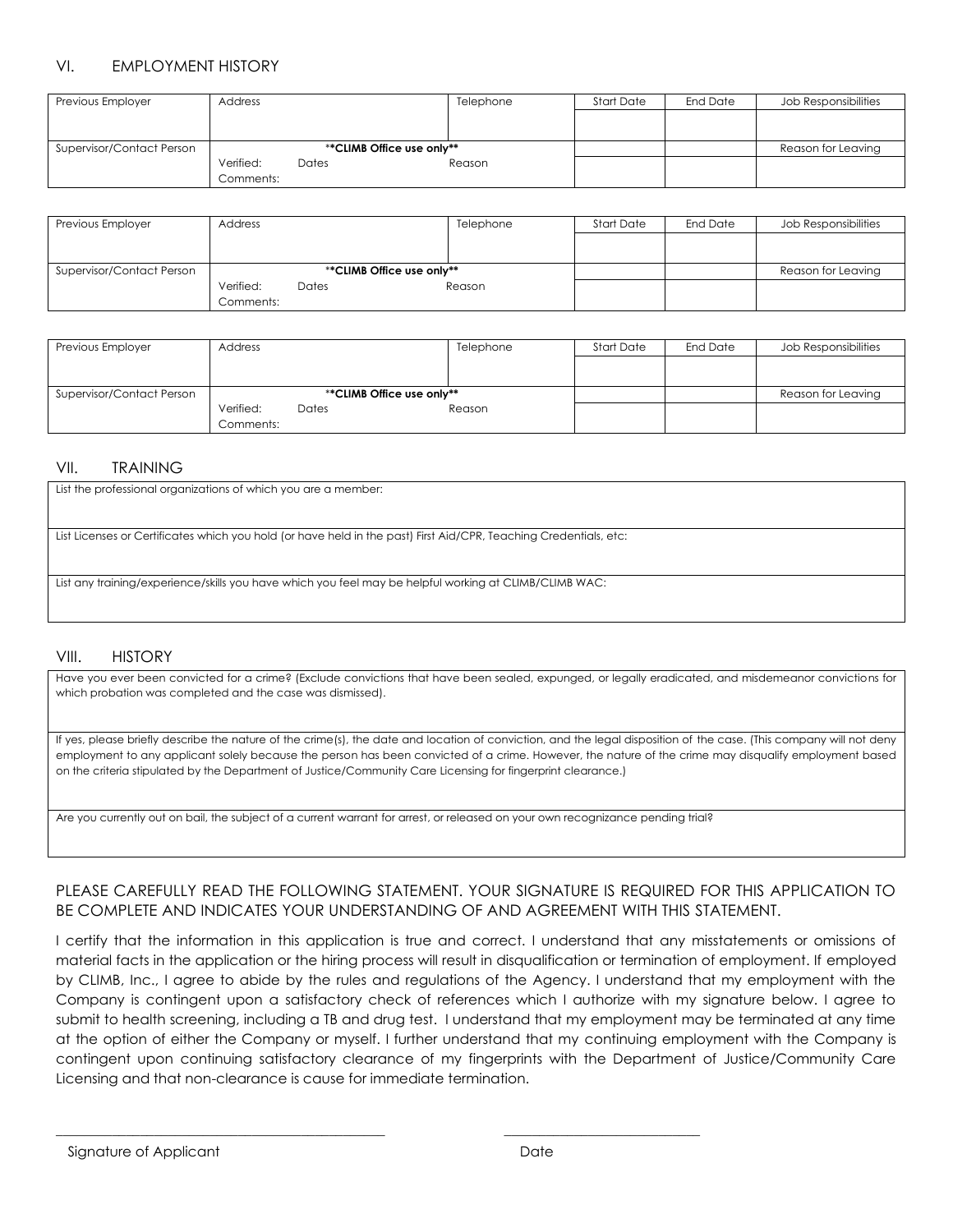## VI. EMPLOYMENT HISTORY

| Previous Employer | Address | Telephone | Start Date | End Date | Job Responsibilities |
|---|---|---|---|---|---|
| | | | | | |
| Supervisor/Contact Person | **\*\*CLIMB Office use only\*\*** | | | | Reason for Leaving |
| | Verified: Dates | Reason | | | |
| | Comments: | | | | |

| Previous Employer | Address | Telephone | Start Date | End Date | Job Responsibilities |
|---|---|---|---|---|---|
| | | | | | |
| Supervisor/Contact Person | **\*\*CLIMB Office use only\*\*** | | | | Reason for Leaving |
| | Verified: Dates | Reason | | | |
| | Comments: | | | | |

| Previous Employer | Address | Telephone | Start Date | End Date | Job Responsibilities |
|---|---|---|---|---|---|
| | | | | | |
| Supervisor/Contact Person | **\*\*CLIMB Office use only\*\*** | | | | Reason for Leaving |
| | Verified: Dates | Reason | | | |
| | Comments: | | | | |

## VII. TRAINING

List the professional organizations of which you are a member:

List Licenses or Certificates which you hold (or have held in the past) First Aid/CPR, Teaching Credentials, etc:

List any training/experience/skills you have which you feel may be helpful working at CLIMB/CLIMB WAC:

## VIII. HISTORY

Have you ever been convicted for a crime? (Exclude convictions that have been sealed, expunged, or legally eradicated, and misdemeanor convictions for which probation was completed and the case was dismissed).

If yes, please briefly describe the nature of the crime(s), the date and location of conviction, and the legal disposition of the case. (This company will not deny employment to any applicant solely because the person has been convicted of a crime. However, the nature of the crime may disqualify employment based on the criteria stipulated by the Department of Justice/Community Care Licensing for fingerprint clearance.)

Are you currently out on bail, the subject of a current warrant for arrest, or released on your own recognizance pending trial?

PLEASE CAREFULLY READ THE FOLLOWING STATEMENT. YOUR SIGNATURE IS REQUIRED FOR THIS APPLICATION TO BE COMPLETE AND INDICATES YOUR UNDERSTANDING OF AND AGREEMENT WITH THIS STATEMENT.

I certify that the information in this application is true and correct. I understand that any misstatements or omissions of material facts in the application or the hiring process will result in disqualification or termination of employment. If employed by CLIMB, Inc., I agree to abide by the rules and regulations of the Agency. I understand that my employment with the Company is contingent upon a satisfactory check of references which I authorize with my signature below. I agree to submit to health screening, including a TB and drug test. I understand that my employment may be terminated at any time at the option of either the Company or myself. I further understand that my continuing employment with the Company is contingent upon continuing satisfactory clearance of my fingerprints with the Department of Justice/Community Care Licensing and that non-clearance is cause for immediate termination.

_______________________________________ Signature of Applicant

_______________________ Date